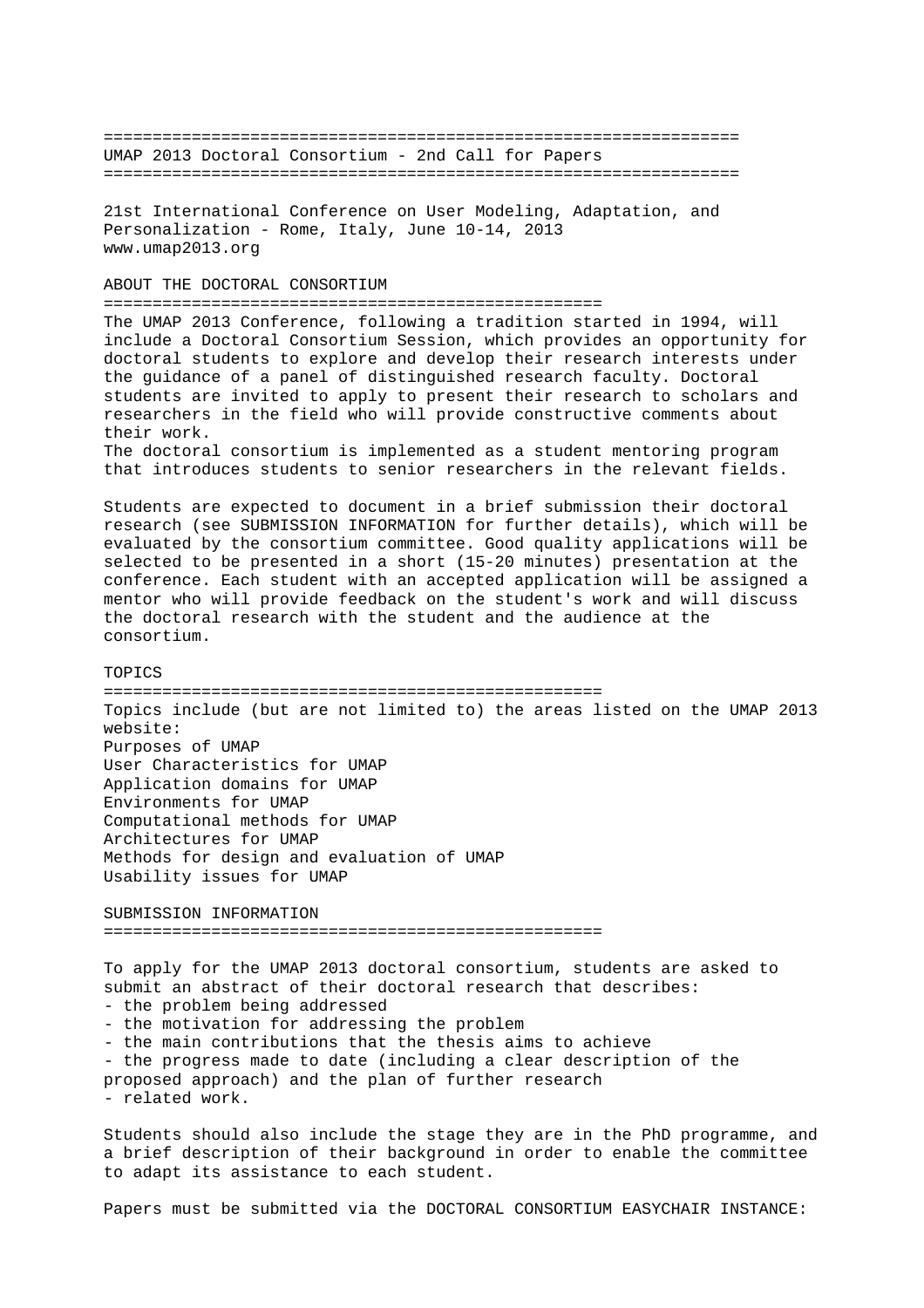# UMAP 2013 Doctoral Consortium - 2nd Call for Papers

21st International Conference on User Modeling, Adaptation, and Personalization - Rome, Italy, June 10-14, 2013
www.umap2013.org

## ABOUT THE DOCTORAL CONSORTIUM

The UMAP 2013 Conference, following a tradition started in 1994, will include a Doctoral Consortium Session, which provides an opportunity for doctoral students to explore and develop their research interests under the guidance of a panel of distinguished research faculty. Doctoral students are invited to apply to present their research to scholars and researchers in the field who will provide constructive comments about their work.
The doctoral consortium is implemented as a student mentoring program that introduces students to senior researchers in the relevant fields.

Students are expected to document in a brief submission their doctoral research (see SUBMISSION INFORMATION for further details), which will be evaluated by the consortium committee. Good quality applications will be selected to be presented in a short (15-20 minutes) presentation at the conference. Each student with an accepted application will be assigned a mentor who will provide feedback on the student's work and will discuss the doctoral research with the student and the audience at the consortium.

## TOPICS

Topics include (but are not limited to) the areas listed on the UMAP 2013 website:
Purposes of UMAP
User Characteristics for UMAP
Application domains for UMAP
Environments for UMAP
Computational methods for UMAP
Architectures for UMAP
Methods for design and evaluation of UMAP
Usability issues for UMAP

## SUBMISSION INFORMATION

To apply for the UMAP 2013 doctoral consortium, students are asked to submit an abstract of their doctoral research that describes:
- the problem being addressed
- the motivation for addressing the problem
- the main contributions that the thesis aims to achieve
- the progress made to date (including a clear description of the proposed approach) and the plan of further research
- related work.

Students should also include the stage they are in the PhD programme, and a brief description of their background in order to enable the committee to adapt its assistance to each student.

Papers must be submitted via the DOCTORAL CONSORTIUM EASYCHAIR INSTANCE: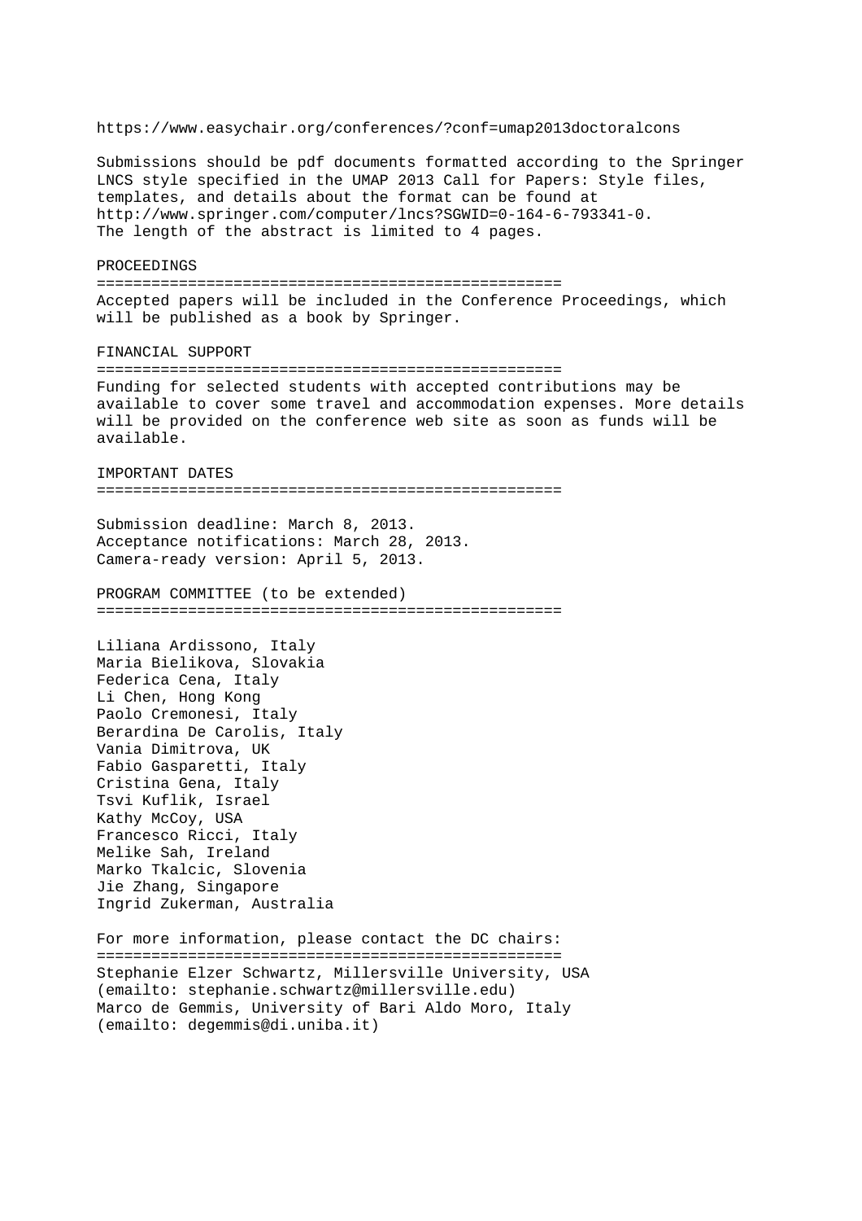https://www.easychair.org/conferences/?conf=umap2013doctoralcons

Submissions should be pdf documents formatted according to the Springer LNCS style specified in the UMAP 2013 Call for Papers: Style files, templates, and details about the format can be found at http://www.springer.com/computer/lncs?SGWID=0-164-6-793341-0. The length of the abstract is limited to 4 pages.

## PROCEEDINGS

Accepted papers will be included in the Conference Proceedings, which will be published as a book by Springer.

## FINANCIAL SUPPORT

Funding for selected students with accepted contributions may be available to cover some travel and accommodation expenses. More details will be provided on the conference web site as soon as funds will be available.

## IMPORTANT DATES

Submission deadline: March 8, 2013.
Acceptance notifications: March 28, 2013.
Camera-ready version: April 5, 2013.

## PROGRAM COMMITTEE (to be extended)

Liliana Ardissono, Italy
Maria Bielikova, Slovakia
Federica Cena, Italy
Li Chen, Hong Kong
Paolo Cremonesi, Italy
Berardina De Carolis, Italy
Vania Dimitrova, UK
Fabio Gasparetti, Italy
Cristina Gena, Italy
Tsvi Kuflik, Israel
Kathy McCoy, USA
Francesco Ricci, Italy
Melike Sah, Ireland
Marko Tkalcic, Slovenia
Jie Zhang, Singapore
Ingrid Zukerman, Australia

## For more information, please contact the DC chairs:

Stephanie Elzer Schwartz, Millersville University, USA
(emailto: stephanie.schwartz@millersville.edu)
Marco de Gemmis, University of Bari Aldo Moro, Italy
(emailto: degemmis@di.uniba.it)